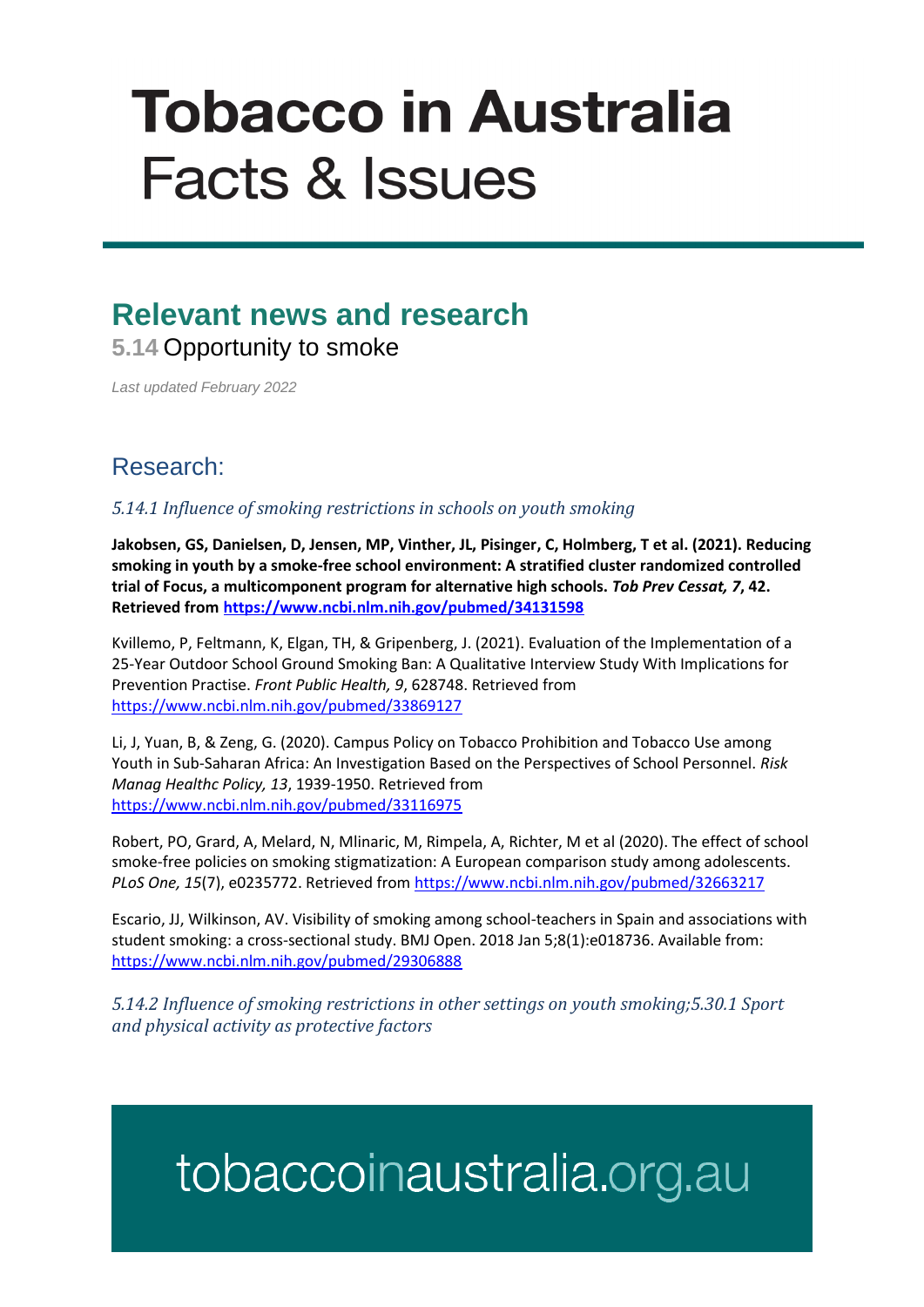# Tobacco in Australia
Facts & Issues

## Relevant news and research

### 5.14 Opportunity to smoke

*Last updated February 2022*

## Research:

### *5.14.1 Influence of smoking restrictions in schools on youth smoking*

**Jakobsen, GS, Danielsen, D, Jensen, MP, Vinther, JL, Pisinger, C, Holmberg, T et al. (2021). Reducing smoking in youth by a smoke-free school environment: A stratified cluster randomized controlled trial of Focus, a multicomponent program for alternative high schools. *Tob Prev Cessat, 7*, 42. Retrieved from https://www.ncbi.nlm.nih.gov/pubmed/34131598**

Kvillemo, P, Feltmann, K, Elgan, TH, & Gripenberg, J. (2021). Evaluation of the Implementation of a 25-Year Outdoor School Ground Smoking Ban: A Qualitative Interview Study With Implications for Prevention Practise. *Front Public Health, 9*, 628748. Retrieved from https://www.ncbi.nlm.nih.gov/pubmed/33869127

Li, J, Yuan, B, & Zeng, G. (2020). Campus Policy on Tobacco Prohibition and Tobacco Use among Youth in Sub-Saharan Africa: An Investigation Based on the Perspectives of School Personnel. *Risk Manag Healthc Policy, 13*, 1939-1950. Retrieved from https://www.ncbi.nlm.nih.gov/pubmed/33116975

Robert, PO, Grard, A, Melard, N, Mlinaric, M, Rimpela, A, Richter, M et al (2020). The effect of school smoke-free policies on smoking stigmatization: A European comparison study among adolescents. *PLoS One, 15*(7), e0235772. Retrieved from https://www.ncbi.nlm.nih.gov/pubmed/32663217

Escario, JJ, Wilkinson, AV. Visibility of smoking among school-teachers in Spain and associations with student smoking: a cross-sectional study. BMJ Open. 2018 Jan 5;8(1):e018736. Available from: https://www.ncbi.nlm.nih.gov/pubmed/29306888

### *5.14.2 Influence of smoking restrictions in other settings on youth smoking;5.30.1 Sport and physical activity as protective factors*

tobaccoinaustralia.org.au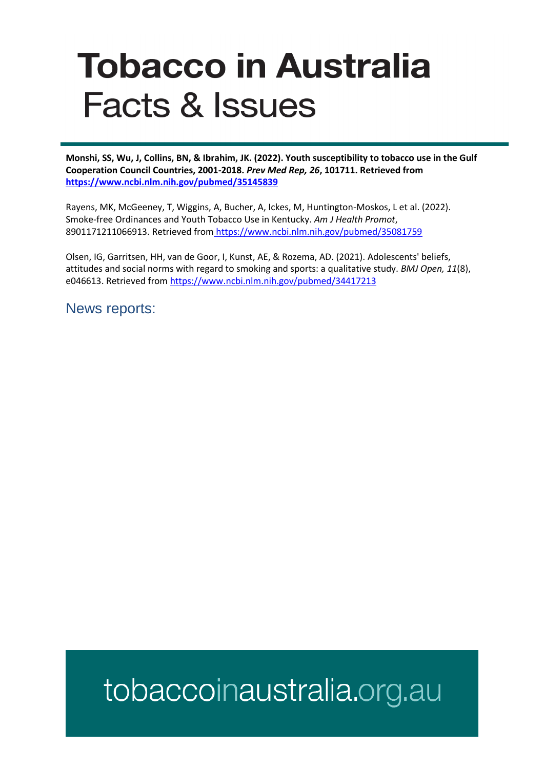**Monshi, SS, Wu, J, Collins, BN, & Ibrahim, JK. (2022). Youth susceptibility to tobacco use in the Gulf Cooperation Council Countries, 2001-2018. *Prev Med Rep, 26*, 101711. Retrieved from https://www.ncbi.nlm.nih.gov/pubmed/35145839**

Rayens, MK, McGeeney, T, Wiggins, A, Bucher, A, Ickes, M, Huntington-Moskos, L et al. (2022). Smoke-free Ordinances and Youth Tobacco Use in Kentucky. *Am J Health Promot*, 8901171211066913. Retrieved from https://www.ncbi.nlm.nih.gov/pubmed/35081759

Olsen, IG, Garritsen, HH, van de Goor, I, Kunst, AE, & Rozema, AD. (2021). Adolescents' beliefs, attitudes and social norms with regard to smoking and sports: a qualitative study. *BMJ Open, 11*(8), e046613. Retrieved from https://www.ncbi.nlm.nih.gov/pubmed/34417213

## News reports: